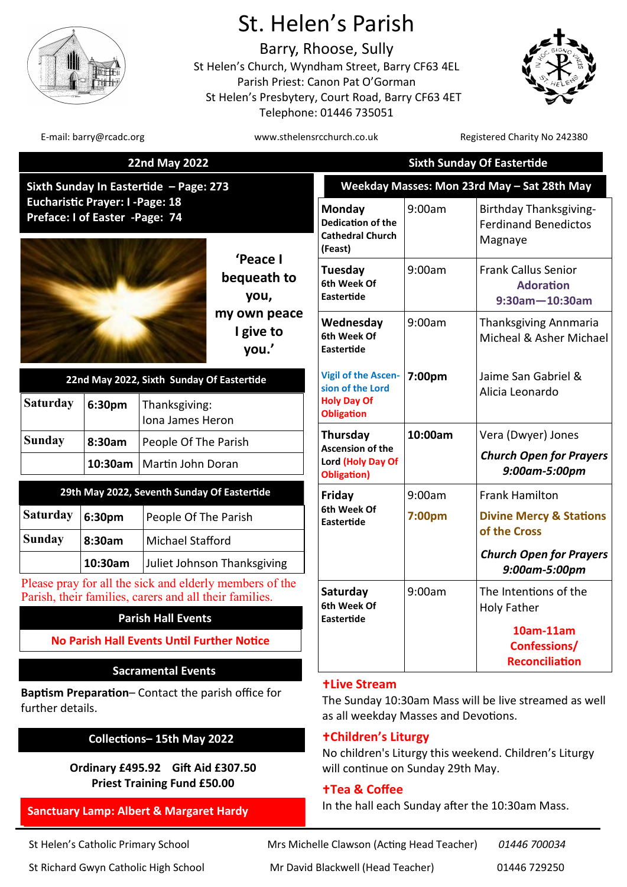# St. Helen's Parish

## Barry, Rhoose, Sully

St Helen's Church, Wyndham Street, Barry CF63 4EL
Parish Priest: Canon Pat O'Gorman
St Helen's Presbytery, Court Road, Barry CF63 4ET
Telephone: 01446 735051

E-mail: barry@rcadc.org | www.sthelensrcchurch.co.uk | Registered Charity No 242380

**22nd May 2022 — Sixth Sunday Of Eastertide**

**Sixth Sunday In Eastertide – Page: 273**
**Eucharistic Prayer: I -Page: 18**
**Preface: I of Easter -Page: 74**

**'Peace I bequeath to you, my own peace I give to you.'**

| 22nd May 2022, Sixth Sunday Of Eastertide | | |
|---|---|---|
| Saturday | 6:30pm | Thanksgiving: Iona James Heron |
| Sunday | 8:30am | People Of The Parish |
| | 10:30am | Martin John Doran |

| 29th May 2022, Seventh Sunday Of Eastertide | | |
|---|---|---|
| Saturday | 6:30pm | People Of The Parish |
| Sunday | 8:30am | Michael Stafford |
| | 10:30am | Juliet Johnson Thanksgiving |

Please pray for all the sick and elderly members of the Parish, their families, carers and all their families.

### Parish Hall Events

**No Parish Hall Events Until Further Notice**

### Sacramental Events

**Baptism Preparation**– Contact the parish office for further details.

### Collections– 15th May 2022

**Ordinary £495.92 Gift Aid £307.50**
**Priest Training Fund £50.00**

**Sanctuary Lamp: Albert & Margaret Hardy**

| Weekday Masses: Mon 23rd May – Sat 28th May | | |
|---|---|---|
| **Monday** Dedication of the Cathedral Church (Feast) | 9:00am | Birthday Thanksgiving- Ferdinand Benedictos Magnaye |
| **Tuesday** 6th Week Of Eastertide | 9:00am | Frank Callus Senior<br>**Adoration 9:30am—10:30am** |
| **Wednesday** 6th Week Of Eastertide | 9:00am | Thanksgiving Annmaria Micheal & Asher Michael |
| Vigil of the Ascension of the Lord **Holy Day Of Obligation** | **7:00pm** | Jaime San Gabriel & Alicia Leonardo |
| **Thursday** Ascension of the Lord (Holy Day Of Obligation) | **10:00am** | Vera (Dwyer) Jones<br>***Church Open for Prayers 9:00am-5:00pm*** |
| **Friday** 6th Week Of Eastertide | 9:00am<br>7:00pm | Frank Hamilton<br>**Divine Mercy & Stations of the Cross**<br>***Church Open for Prayers 9:00am-5:00pm*** |
| **Saturday** 6th Week Of Eastertide | 9:00am | The Intentions of the Holy Father<br>**10am-11am Confessions/ Reconciliation** |

**✝Live Stream**
The Sunday 10:30am Mass will be live streamed as well as all weekday Masses and Devotions.

**✝Children's Liturgy**
No children's Liturgy this weekend. Children's Liturgy will continue on Sunday 29th May.

**✝Tea & Coffee**
In the hall each Sunday after the 10:30am Mass.

| | | |
|---|---|---|
| St Helen's Catholic Primary School | Mrs Michelle Clawson (Acting Head Teacher) | *01446 700034* |
| St Richard Gwyn Catholic High School | Mr David Blackwell (Head Teacher) | 01446 729250 |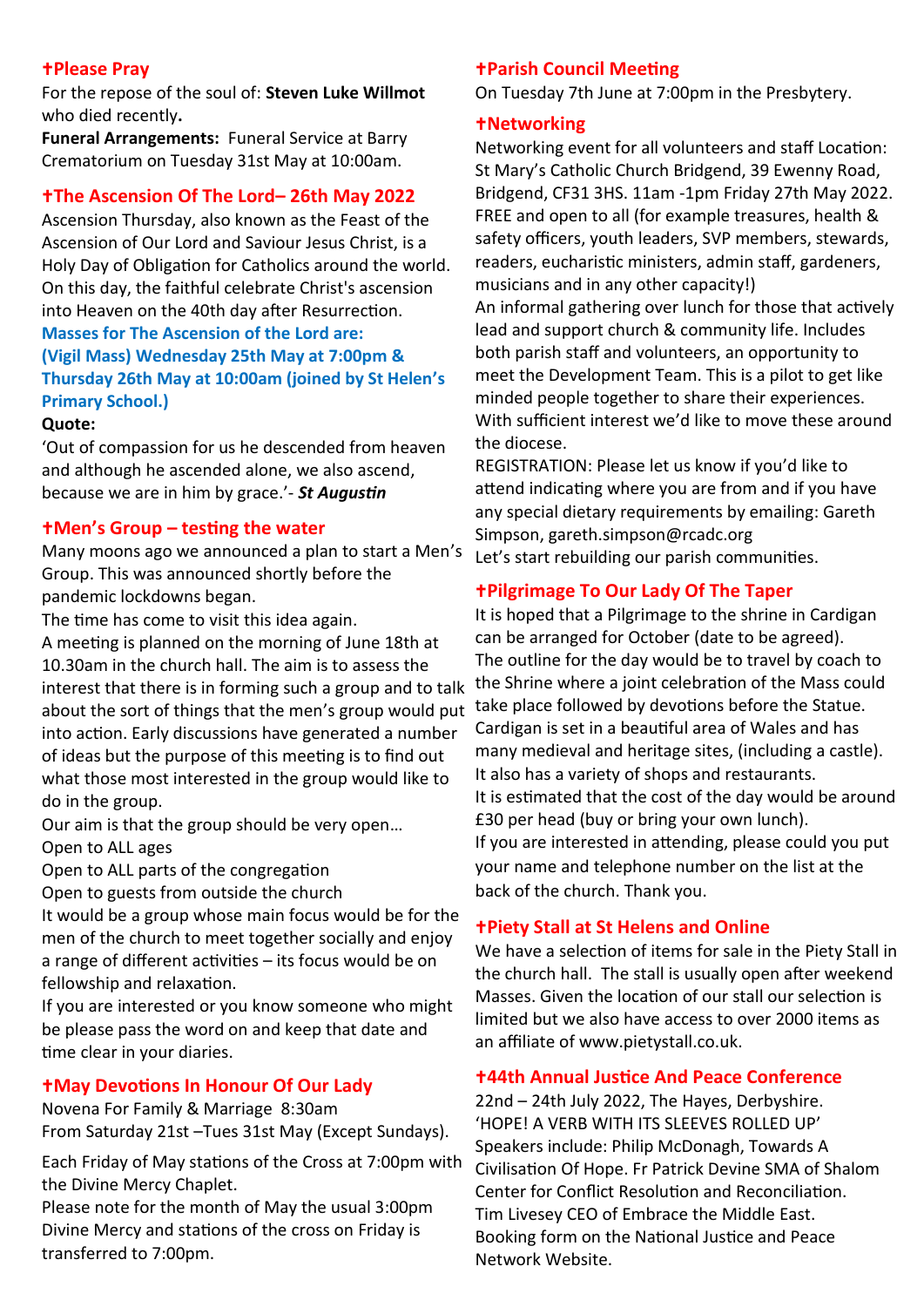## ✝Please Pray

For the repose of the soul of: **Steven Luke Willmot** who died recently**.**

**Funeral Arrangements:** Funeral Service at Barry Crematorium on Tuesday 31st May at 10:00am.

## ✝The Ascension Of The Lord– 26th May 2022

Ascension Thursday, also known as the Feast of the Ascension of Our Lord and Saviour Jesus Christ, is a Holy Day of Obligation for Catholics around the world. On this day, the faithful celebrate Christ's ascension into Heaven on the 40th day after Resurrection.

**Masses for The Ascension of the Lord are:**
**(Vigil Mass) Wednesday 25th May at 7:00pm & Thursday 26th May at 10:00am (joined by St Helen's Primary School.)**

**Quote:**

'Out of compassion for us he descended from heaven and although he ascended alone, we also ascend, because we are in him by grace.'- ***St Augustin***

## ✝Men's Group – testing the water

Many moons ago we announced a plan to start a Men's Group. This was announced shortly before the pandemic lockdowns began.

The time has come to visit this idea again.

A meeting is planned on the morning of June 18th at 10.30am in the church hall. The aim is to assess the interest that there is in forming such a group and to talk about the sort of things that the men's group would put into action. Early discussions have generated a number of ideas but the purpose of this meeting is to find out what those most interested in the group would like to do in the group.

Our aim is that the group should be very open…

Open to ALL ages

Open to ALL parts of the congregation

Open to guests from outside the church

It would be a group whose main focus would be for the men of the church to meet together socially and enjoy a range of different activities – its focus would be on fellowship and relaxation.

If you are interested or you know someone who might be please pass the word on and keep that date and time clear in your diaries.

## ✝May Devotions In Honour Of Our Lady

Novena For Family & Marriage 8:30am

From Saturday 21st –Tues 31st May (Except Sundays).

Each Friday of May stations of the Cross at 7:00pm with the Divine Mercy Chaplet.

Please note for the month of May the usual 3:00pm Divine Mercy and stations of the cross on Friday is transferred to 7:00pm.

## ✝Parish Council Meeting

On Tuesday 7th June at 7:00pm in the Presbytery.

## ✝Networking

Networking event for all volunteers and staff Location: St Mary's Catholic Church Bridgend, 39 Ewenny Road, Bridgend, CF31 3HS. 11am -1pm Friday 27th May 2022. FREE and open to all (for example treasures, health & safety officers, youth leaders, SVP members, stewards, readers, eucharistic ministers, admin staff, gardeners, musicians and in any other capacity!)

An informal gathering over lunch for those that actively lead and support church & community life. Includes both parish staff and volunteers, an opportunity to meet the Development Team. This is a pilot to get like minded people together to share their experiences. With sufficient interest we'd like to move these around the diocese.

REGISTRATION: Please let us know if you'd like to attend indicating where you are from and if you have any special dietary requirements by emailing: Gareth Simpson, gareth.simpson@rcadc.org

Let's start rebuilding our parish communities.

## ✝Pilgrimage To Our Lady Of The Taper

It is hoped that a Pilgrimage to the shrine in Cardigan can be arranged for October (date to be agreed).

The outline for the day would be to travel by coach to the Shrine where a joint celebration of the Mass could take place followed by devotions before the Statue.

Cardigan is set in a beautiful area of Wales and has many medieval and heritage sites, (including a castle).

It also has a variety of shops and restaurants.

It is estimated that the cost of the day would be around £30 per head (buy or bring your own lunch).

If you are interested in attending, please could you put your name and telephone number on the list at the back of the church. Thank you.

## ✝Piety Stall at St Helens and Online

We have a selection of items for sale in the Piety Stall in the church hall. The stall is usually open after weekend Masses. Given the location of our stall our selection is limited but we also have access to over 2000 items as an affiliate of www.pietystall.co.uk.

## ✝44th Annual Justice And Peace Conference

22nd – 24th July 2022, The Hayes, Derbyshire.

'HOPE! A VERB WITH ITS SLEEVES ROLLED UP'

Speakers include: Philip McDonagh, Towards A Civilisation Of Hope. Fr Patrick Devine SMA of Shalom Center for Conflict Resolution and Reconciliation.

Tim Livesey CEO of Embrace the Middle East.

Booking form on the National Justice and Peace Network Website.